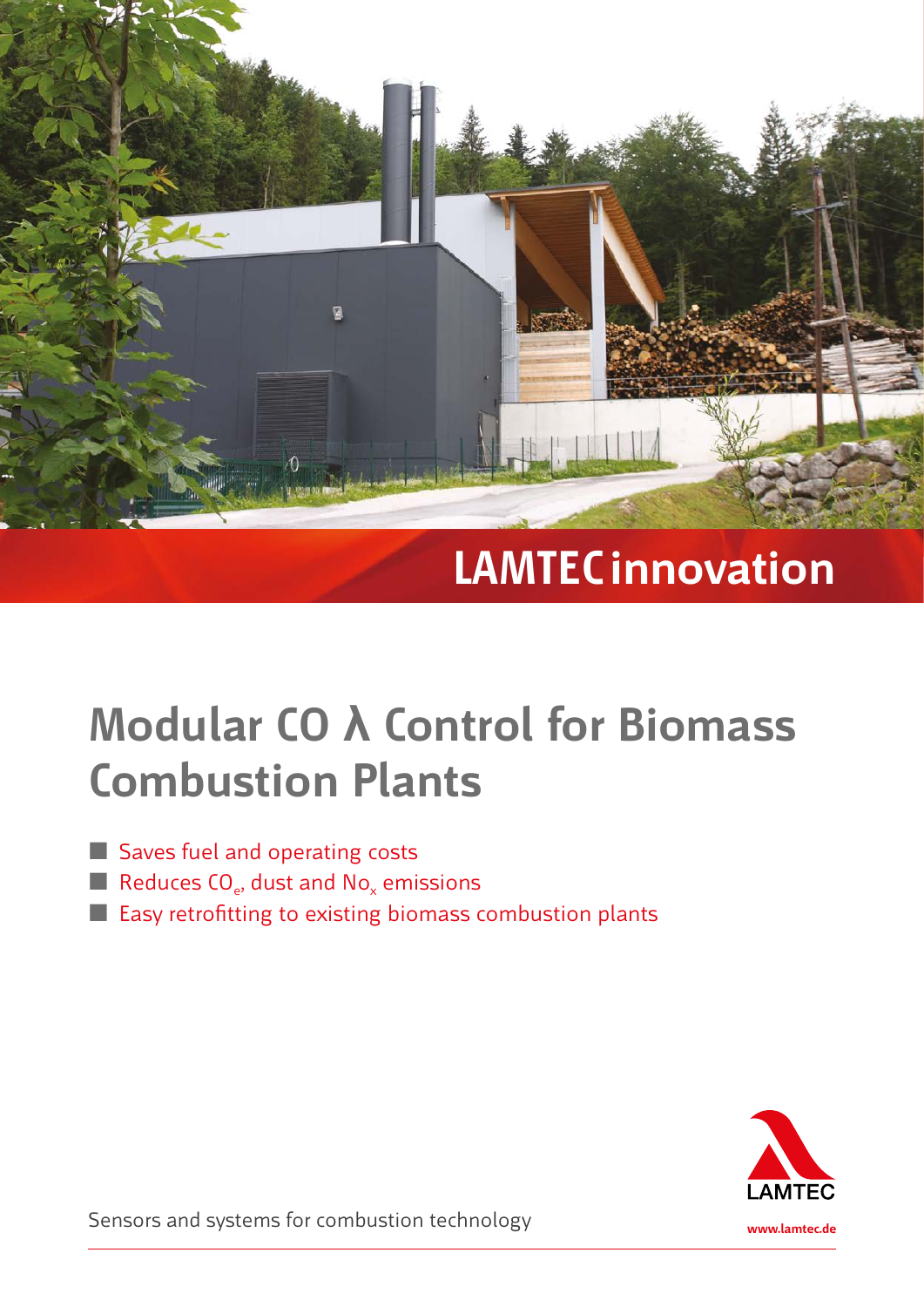LAMTEC innovation

# Modular CO λ Control for Biomass Combustion Plants

- Saves fuel and operating costs
- Reduces $CO_e$, dust and $No_x$ emissions
- Easy retrofitting to existing biomass combustion plants

LAMTEC

www.lamtec.de

Sensors and systems for combustion technology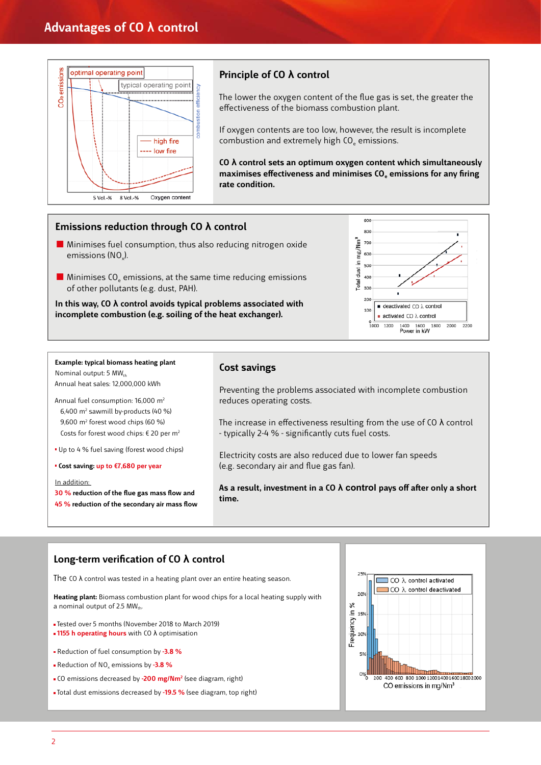# Advantages of CO λ control

## Principle of CO λ control

The lower the oxygen content of the flue gas is set, the greater the effectiveness of the biomass combustion plant.

If oxygen contents are too low, however, the result is incomplete combustion and extremely high $CO_e$ emissions.

**CO λ control sets an optimum oxygen content which simultaneously maximises effectiveness and minimises $CO_e$ emissions for any firing rate condition.**

## Emissions reduction through CO λ control

- Minimises fuel consumption, thus also reducing nitrogen oxide emissions ($NO_x$).
- Minimises $CO_e$ emissions, at the same time reducing emissions of other pollutants (e.g. dust, PAH).

**In this way, CO λ control avoids typical problems associated with incomplete combustion (e.g. soiling of the heat exchanger).**

**Example: typical biomass heating plant**

Nominal output: 5 $MW_{th}$

Annual heat sales: 12,000,000 kWh

Annual fuel consumption: 16,000 $m^2$

- 6,400 $m^2$ sawmill by-products (40 %)
- 9,600 $m^2$ forest wood chips (60 %)
- Costs for forest wood chips: € 20 per $m^2$

- Up to 4 % fuel saving (forest wood chips)
- **Cost saving: up to €7,680 per year**

In addition:

**30 % reduction of the flue gas mass flow and**
**45 % reduction of the secondary air mass flow**

## Cost savings

Preventing the problems associated with incomplete combustion reduces operating costs.

The increase in effectiveness resulting from the use of CO λ control - typically 2-4 % - significantly cuts fuel costs.

Electricity costs are also reduced due to lower fan speeds (e.g. secondary air and flue gas fan).

**As a result, investment in a CO λ control pays off after only a short time.**

## Long-term verification of CO λ control

The CO λ control was tested in a heating plant over an entire heating season.

**Heating plant:** Biomass combustion plant for wood chips for a local heating supply with a nominal output of 2.5 $MW_{th}$.

- Tested over 5 months (November 2018 to March 2019)
- **1155 h operating hours** with CO λ optimisation

- Reduction of fuel consumption by **-3.8 %**
- Reduction of $NO_x$ emissions by **-3.8 %**
- CO emissions decreased by **-200 mg/Nm²** (see diagram, right)
- Total dust emissions decreased by **-19.5 %** (see diagram, top right)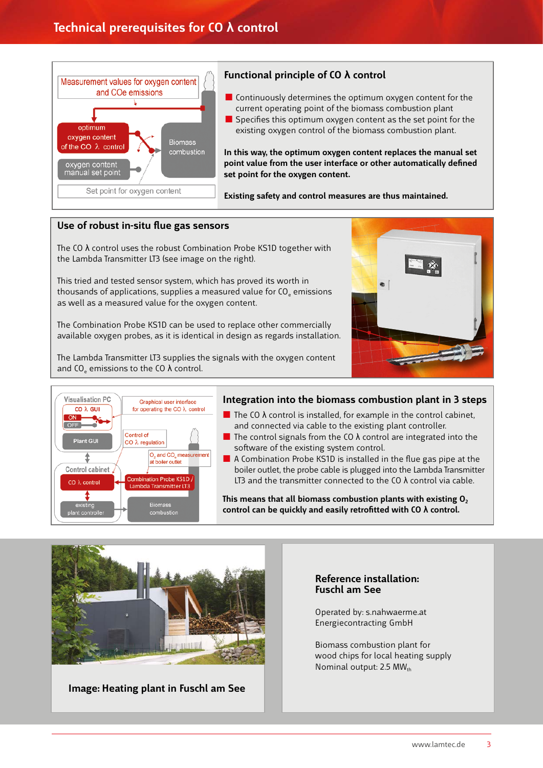# Technical prerequisites for CO λ control

Measurement values for oxygen content and COe emissions

optimum oxygen content of the CO λ control

oxygen content manual set point

Biomass combustion

Set point for oxygen content

## Functional principle of CO λ control

- Continuously determines the optimum oxygen content for the current operating point of the biomass combustion plant
- Specifies this optimum oxygen content as the set point for the existing oxygen control of the biomass combustion plant.

**In this way, the optimum oxygen content replaces the manual set point value from the user interface or other automatically defined set point for the oxygen content.**

**Existing safety and control measures are thus maintained.**

## Use of robust in-situ flue gas sensors

The CO λ control uses the robust Combination Probe KS1D together with the Lambda Transmitter LT3 (see image on the right).

This tried and tested sensor system, which has proved its worth in thousands of applications, supplies a measured value for $CO_e$ emissions as well as a measured value for the oxygen content.

The Combination Probe KS1D can be used to replace other commercially available oxygen probes, as it is identical in design as regards installation.

The Lambda Transmitter LT3 supplies the signals with the oxygen content and $CO_e$ emissions to the CO λ control.

Visualisation PC

CO λ GUI

ON

OFF

Plant GUI

Control cabinet

CO λ control

existing plant controller

Graphical user interface for operating the CO λ control

Control of CO λ regulation

$O_2$ and $CO_e$ measurement at boiler outlet

Combination Probe KS1D / Lambda Transmitter LT3

Biomass combustion

## Integration into the biomass combustion plant in 3 steps

- The CO λ control is installed, for example in the control cabinet, and connected via cable to the existing plant controller.
- The control signals from the CO λ control are integrated into the software of the existing system control.
- A Combination Probe KS1D is installed in the flue gas pipe at the boiler outlet, the probe cable is plugged into the Lambda Transmitter LT3 and the transmitter connected to the CO λ control via cable.

**This means that all biomass combustion plants with existing $O_2$ control can be quickly and easily retrofitted with CO λ control.**

**Image: Heating plant in Fuschl am See**

### Reference installation: Fuschl am See

Operated by: s.nahwaerme.at Energiecontracting GmbH

Biomass combustion plant for wood chips for local heating supply
Nominal output: 2.5 $MW_{th}$

www.lamtec.de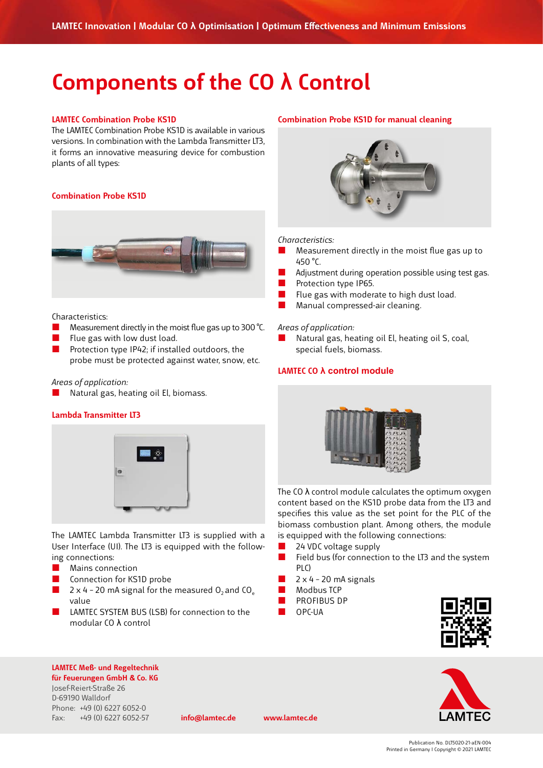# Components of the CO λ Control

### LAMTEC Combination Probe KS1D

The LAMTEC Combination Probe KS1D is available in various versions. In combination with the Lambda Transmitter LT3, it forms an innovative measuring device for combustion plants of all types:

### Combination Probe KS1D

Characteristics:

- Measurement directly in the moist flue gas up to 300 °C.
- Flue gas with low dust load.
- Protection type IP42; if installed outdoors, the probe must be protected against water, snow, etc.

*Areas of application:*

- Natural gas, heating oil El, biomass.

### Lambda Transmitter LT3

The LAMTEC Lambda Transmitter LT3 is supplied with a User Interface (UI). The LT3 is equipped with the following connections:

- Mains connection
- Connection for KS1D probe
- 2 x 4 - 20 mA signal for the measured $O_2$ and $CO_e$ value
- LAMTEC SYSTEM BUS (LSB) for connection to the modular CO λ control

### Combination Probe KS1D for manual cleaning

*Characteristics:*

- Measurement directly in the moist flue gas up to 450 °C.
- Adjustment during operation possible using test gas.
- Protection type IP65.
- Flue gas with moderate to high dust load.
- Manual compressed-air cleaning.

*Areas of application:*

- Natural gas, heating oil El, heating oil S, coal, special fuels, biomass.

### LAMTEC CO λ control module

The CO λ control module calculates the optimum oxygen content based on the KS1D probe data from the LT3 and specifies this value as the set point for the PLC of the biomass combustion plant. Among others, the module is equipped with the following connections:

- 24 VDC voltage supply
- Field bus (for connection to the LT3 and the system PLC)
- 2 x 4 - 20 mA signals
- Modbus TCP
- PROFIBUS DP
- OPC-UA

**LAMTEC Meß- und Regeltechnik für Feuerungen GmbH & Co. KG**
Josef-Reiert-Straße 26
D-69190 Walldorf
Phone: +49 (0) 6227 6052-0
Fax: +49 (0) 6227 6052-57
**info@lamtec.de** **www.lamtec.de**

LAMTEC

Publication No. DLT5020-21-aEN-004
Printed in Germany I Copyright © 2021 LAMTEC